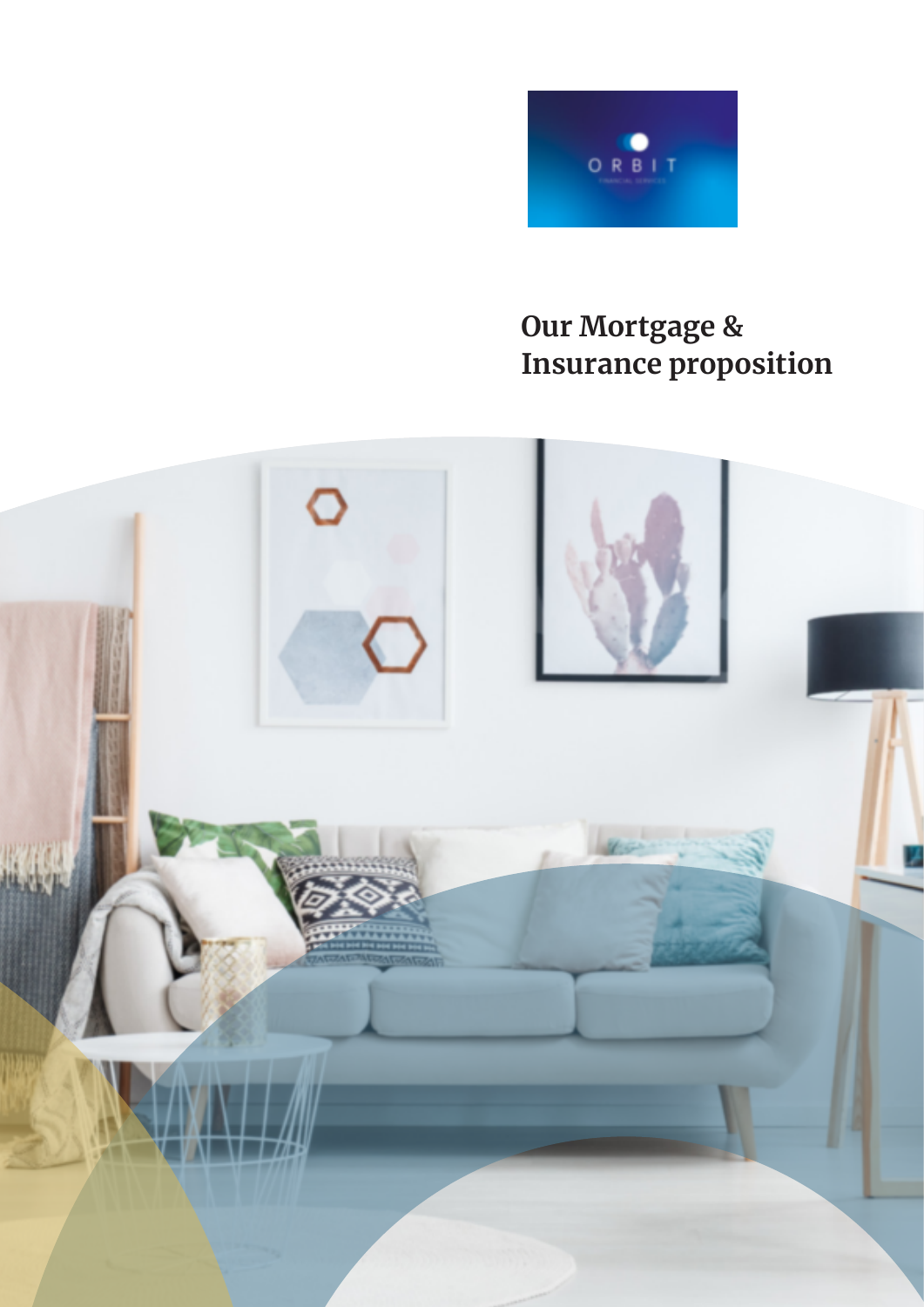# Our Mortgage & Insurance proposition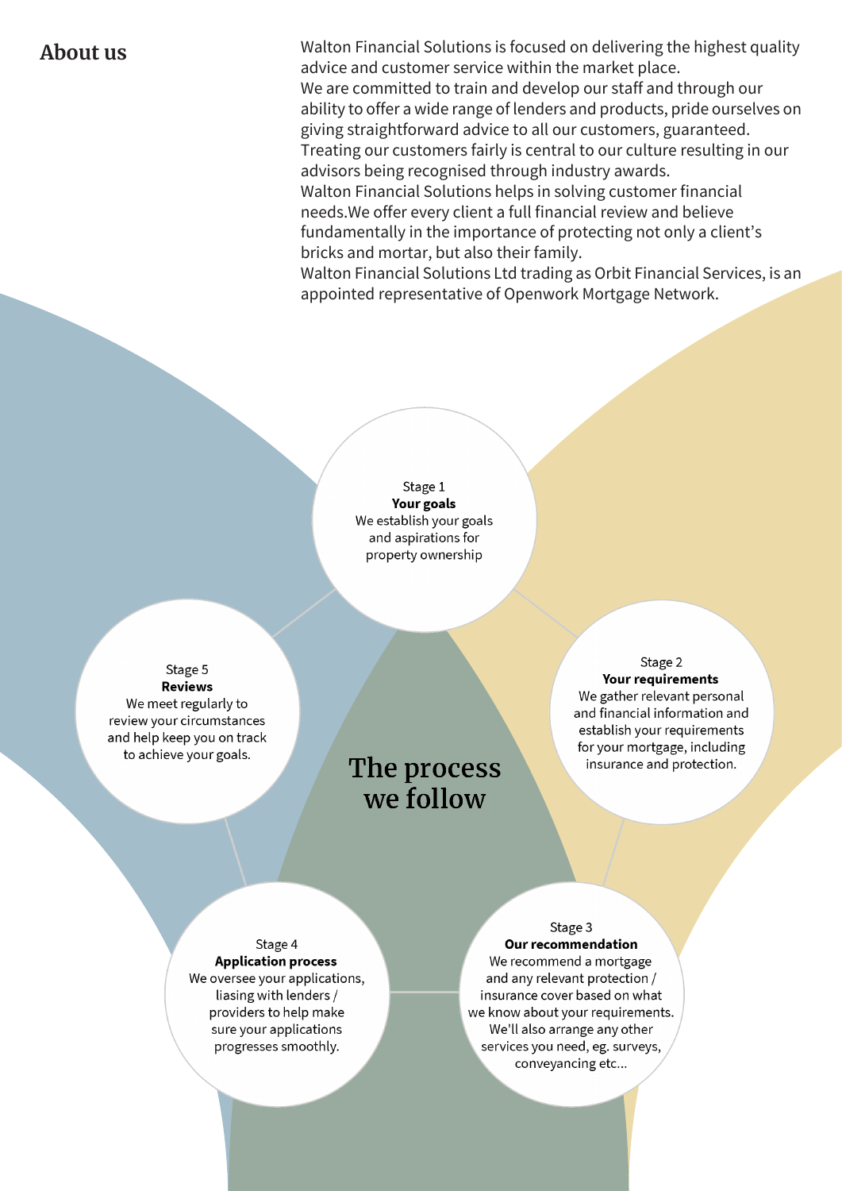## About us

Walton Financial Solutions is focused on delivering the highest quality advice and customer service within the market place.
We are committed to train and develop our staff and through our ability to offer a wide range of lenders and products, pride ourselves on giving straightforward advice to all our customers, guaranteed.
Treating our customers fairly is central to our culture resulting in our advisors being recognised through industry awards.
Walton Financial Solutions helps in solving customer financial needs.We offer every client a full financial review and believe fundamentally in the importance of protecting not only a client's bricks and mortar, but also their family.
Walton Financial Solutions Ltd trading as Orbit Financial Services, is an appointed representative of Openwork Mortgage Network.

## The process we follow

Stage 1
**Your goals**
We establish your goals and aspirations for property ownership

Stage 2
**Your requirements**
We gather relevant personal and financial information and establish your requirements for your mortgage, including insurance and protection.

Stage 3
**Our recommendation**
We recommend a mortgage and any relevant protection / insurance cover based on what we know about your requirements. We'll also arrange any other services you need, eg. surveys, conveyancing etc...

Stage 4
**Application process**
We oversee your applications, liasing with lenders / providers to help make sure your applications progresses smoothly.

Stage 5
**Reviews**
We meet regularly to review your circumstances and help keep you on track to achieve your goals.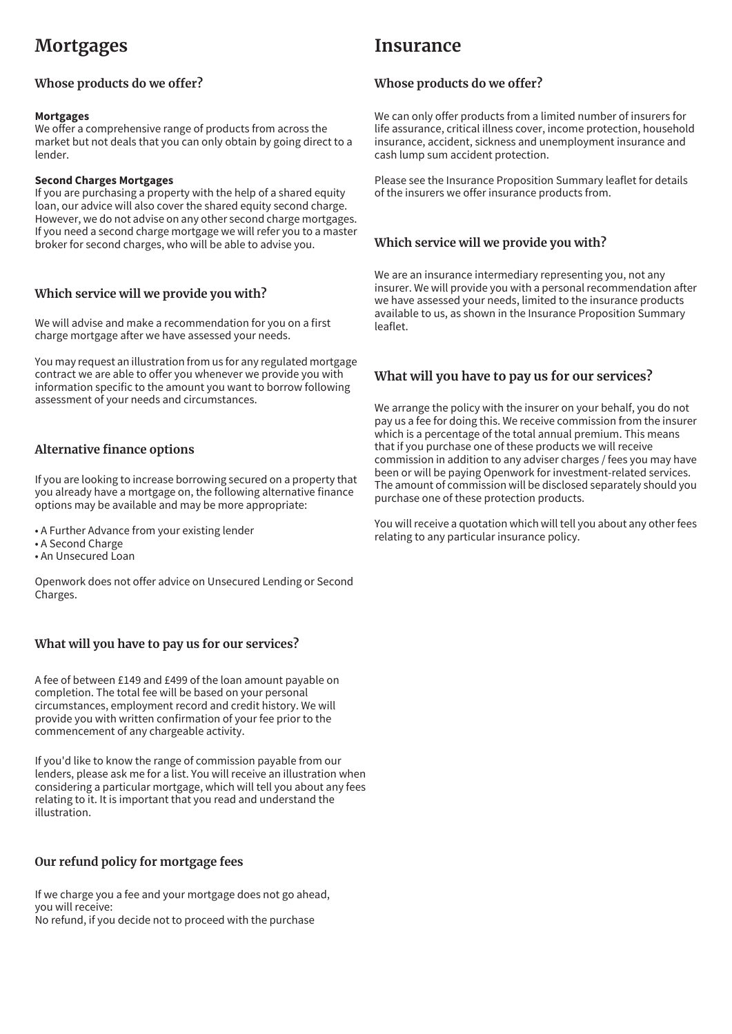# Mortgages

## Whose products do we offer?

**Mortgages**
We offer a comprehensive range of products from across the market but not deals that you can only obtain by going direct to a lender.

**Second Charges Mortgages**
If you are purchasing a property with the help of a shared equity loan, our advice will also cover the shared equity second charge. However, we do not advise on any other second charge mortgages. If you need a second charge mortgage we will refer you to a master broker for second charges, who will be able to advise you.

## Which service will we provide you with?

We will advise and make a recommendation for you on a first charge mortgage after we have assessed your needs.

You may request an illustration from us for any regulated mortgage contract we are able to offer you whenever we provide you with information specific to the amount you want to borrow following assessment of your needs and circumstances.

## Alternative finance options

If you are looking to increase borrowing secured on a property that you already have a mortgage on, the following alternative finance options may be available and may be more appropriate:

- A Further Advance from your existing lender
- A Second Charge
- An Unsecured Loan

Openwork does not offer advice on Unsecured Lending or Second Charges.

## What will you have to pay us for our services?

A fee of between £149 and £499 of the loan amount payable on completion. The total fee will be based on your personal circumstances, employment record and credit history. We will provide you with written confirmation of your fee prior to the commencement of any chargeable activity.

If you'd like to know the range of commission payable from our lenders, please ask me for a list. You will receive an illustration when considering a particular mortgage, which will tell you about any fees relating to it. It is important that you read and understand the illustration.

## Our refund policy for mortgage fees

If we charge you a fee and your mortgage does not go ahead, you will receive:
No refund, if you decide not to proceed with the purchase

# Insurance

## Whose products do we offer?

We can only offer products from a limited number of insurers for life assurance, critical illness cover, income protection, household insurance, accident, sickness and unemployment insurance and cash lump sum accident protection.

Please see the Insurance Proposition Summary leaflet for details of the insurers we offer insurance products from.

## Which service will we provide you with?

We are an insurance intermediary representing you, not any insurer. We will provide you with a personal recommendation after we have assessed your needs, limited to the insurance products available to us, as shown in the Insurance Proposition Summary leaflet.

## What will you have to pay us for our services?

We arrange the policy with the insurer on your behalf, you do not pay us a fee for doing this. We receive commission from the insurer which is a percentage of the total annual premium. This means that if you purchase one of these products we will receive commission in addition to any adviser charges / fees you may have been or will be paying Openwork for investment-related services. The amount of commission will be disclosed separately should you purchase one of these protection products.

You will receive a quotation which will tell you about any other fees relating to any particular insurance policy.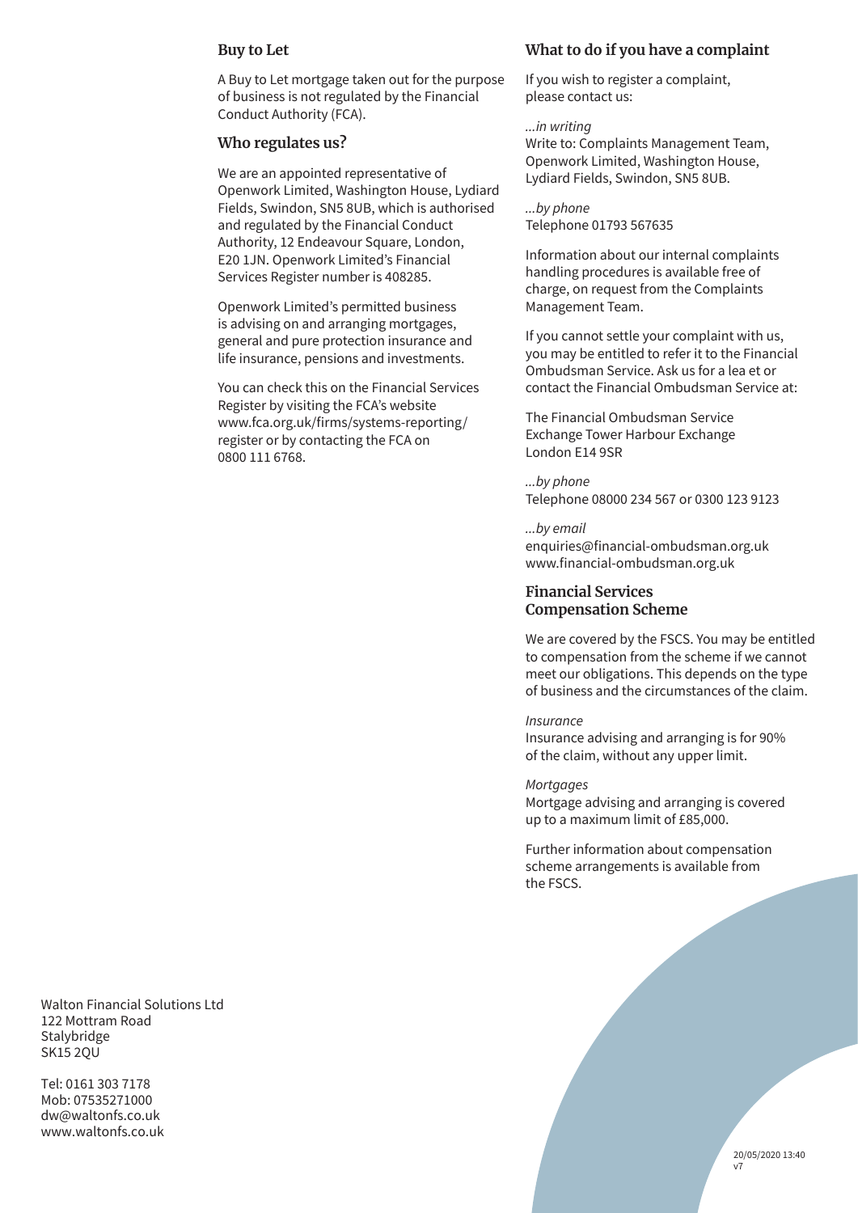## Buy to Let

A Buy to Let mortgage taken out for the purpose of business is not regulated by the Financial Conduct Authority (FCA).

## Who regulates us?

We are an appointed representative of Openwork Limited, Washington House, Lydiard Fields, Swindon, SN5 8UB, which is authorised and regulated by the Financial Conduct Authority, 12 Endeavour Square, London, E20 1JN. Openwork Limited's Financial Services Register number is 408285.

Openwork Limited's permitted business is advising on and arranging mortgages, general and pure protection insurance and life insurance, pensions and investments.

You can check this on the Financial Services Register by visiting the FCA's website www.fca.org.uk/firms/systems-reporting/register or by contacting the FCA on 0800 111 6768.

## What to do if you have a complaint

If you wish to register a complaint, please contact us:

*...in writing*
Write to: Complaints Management Team, Openwork Limited, Washington House, Lydiard Fields, Swindon, SN5 8UB.

*...by phone*
Telephone 01793 567635

Information about our internal complaints handling procedures is available free of charge, on request from the Complaints Management Team.

If you cannot settle your complaint with us, you may be entitled to refer it to the Financial Ombudsman Service. Ask us for a lea et or contact the Financial Ombudsman Service at:

The Financial Ombudsman Service
Exchange Tower Harbour Exchange
London E14 9SR

*...by phone*
Telephone 08000 234 567 or 0300 123 9123

*...by email*
enquiries@financial-ombudsman.org.uk
www.financial-ombudsman.org.uk

## Financial Services Compensation Scheme

We are covered by the FSCS. You may be entitled to compensation from the scheme if we cannot meet our obligations. This depends on the type of business and the circumstances of the claim.

*Insurance*
Insurance advising and arranging is for 90% of the claim, without any upper limit.

*Mortgages*
Mortgage advising and arranging is covered up to a maximum limit of £85,000.

Further information about compensation scheme arrangements is available from the FSCS.

Walton Financial Solutions Ltd
122 Mottram Road
Stalybridge
SK15 2QU

Tel: 0161 303 7178
Mob: 07535271000
dw@waltonfs.co.uk
www.waltonfs.co.uk

20/05/2020 13:40
v7